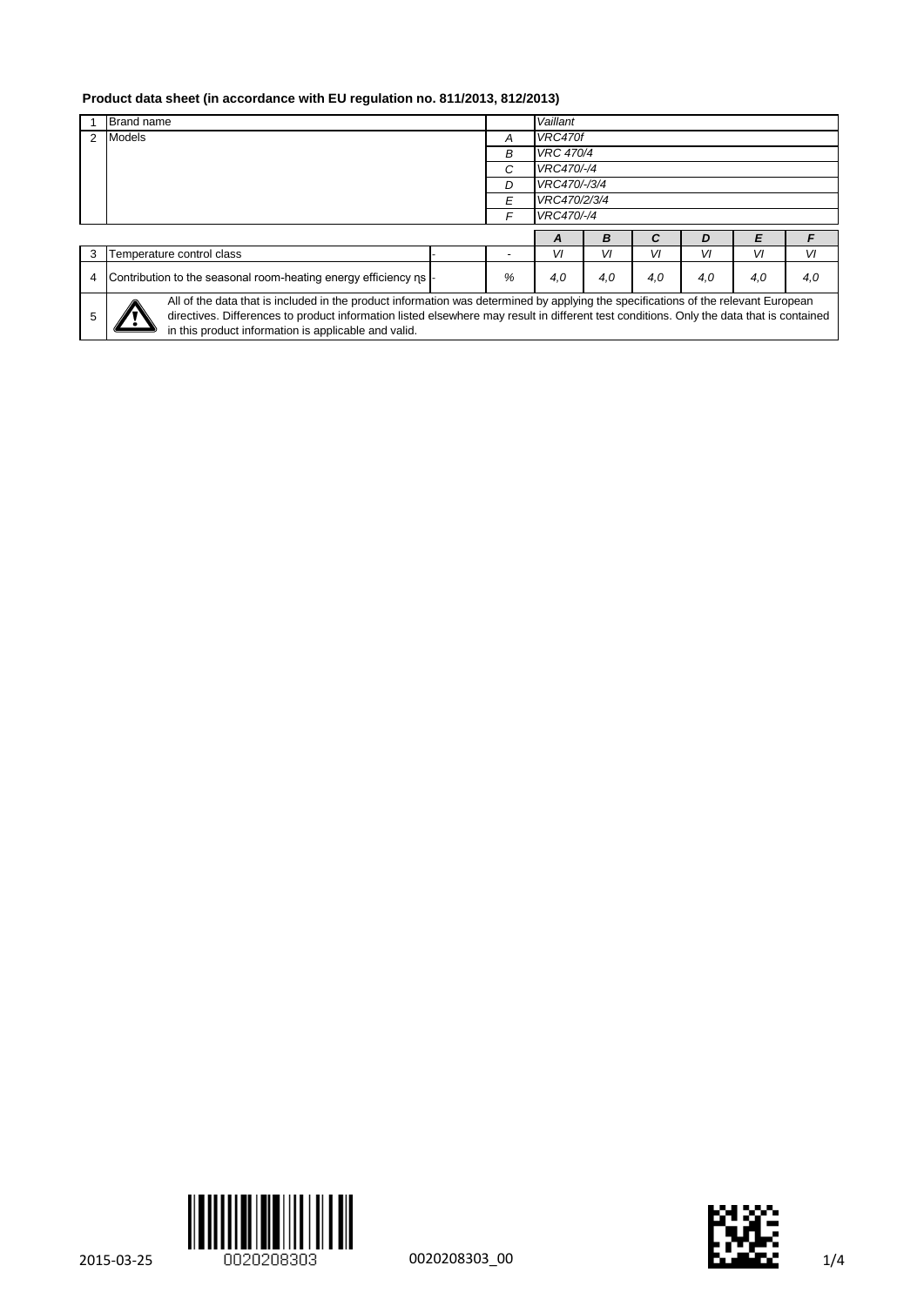**Product data sheet (in accordance with EU regulation no. 811/2013, 812/2013)**

| | | | | | | | | | |
|---|---|---|---|---|---|---|---|---|---|
| 1 | Brand name | | | *Vaillant* | | | | | |
| 2 | Models | | *A* | *VRC470f* | | | | | |
| | | | *B* | *VRC 470/4* | | | | | |
| | | | *C* | *VRC470/-/4* | | | | | |
| | | | *D* | *VRC470/-/3/4* | | | | | |
| | | | *E* | *VRC470/2/3/4* | | | | | |
| | | | *F* | *VRC470/-/4* | | | | | |
| | | | | ***A*** | ***B*** | ***C*** | ***D*** | ***E*** | ***F*** |
| 3 | Temperature control class | - | - | *VI* | *VI* | *VI* | *VI* | *VI* | *VI* |
| 4 | Contribution to the seasonal room-heating energy efficiency ηs | - | % | *4,0* | *4,0* | *4,0* | *4,0* | *4,0* | *4,0* |
| 5 | All of the data that is included in the product information was determined by applying the specifications of the relevant European directives. Differences to product information listed elsewhere may result in different test conditions. Only the data that is contained in this product information is applicable and valid. | | | | | | | | |

2015-03-25 0020208303 0020208303_00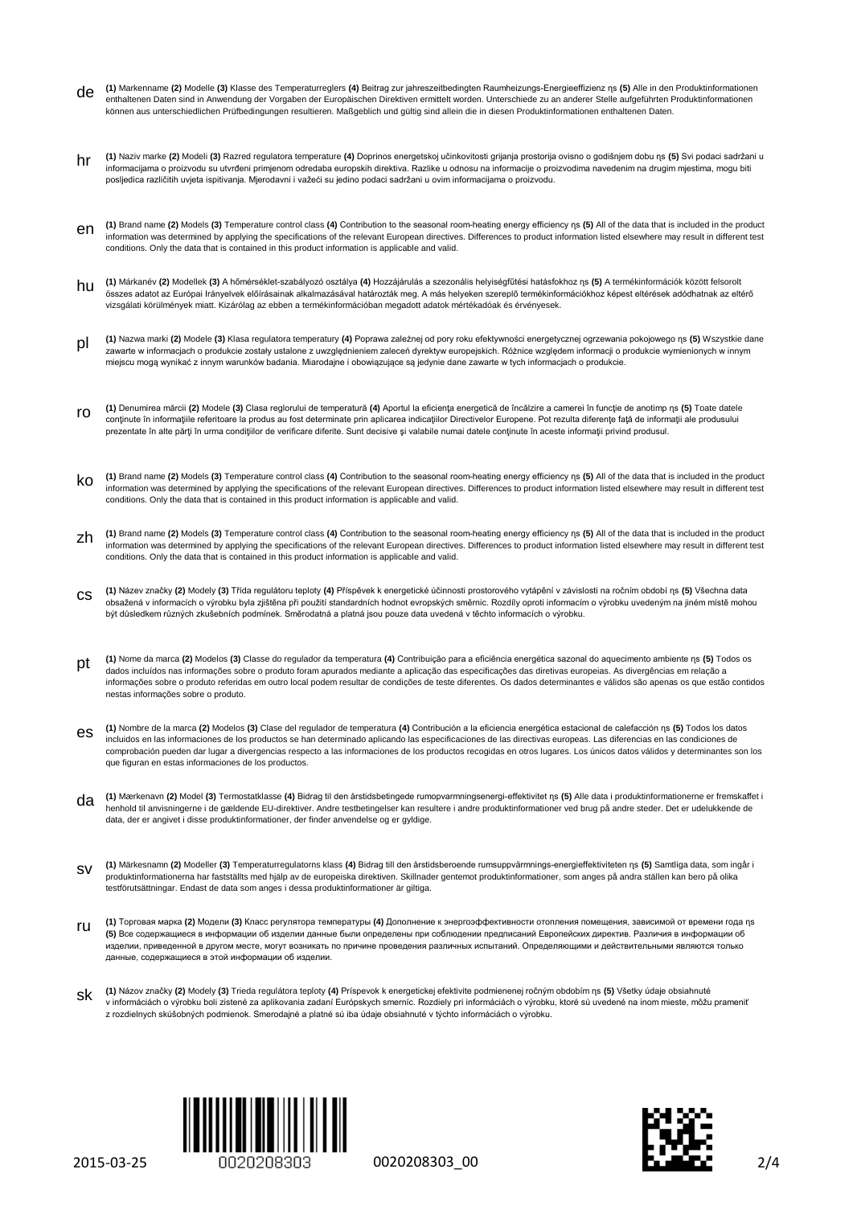**de** **(1)** Markenname **(2)** Modelle **(3)** Klasse des Temperaturreglers **(4)** Beitrag zur jahreszeitbedingten Raumheizungs-Energieeffizienz ηs **(5)** Alle in den Produktinformationen enthaltenen Daten sind in Anwendung der Vorgaben der Europäischen Direktiven ermittelt worden. Unterschiede zu an anderer Stelle aufgeführten Produktinformationen können aus unterschiedlichen Prüfbedingungen resultieren. Maßgeblich und gültig sind allein die in diesen Produktinformationen enthaltenen Daten.

**hr** **(1)** Naziv marke **(2)** Modeli **(3)** Razred regulatora temperature **(4)** Doprinos energetskoj učinkovitosti grijanja prostorija ovisno o godišnjem dobu ηs **(5)** Svi podaci sadržani u informacijama o proizvodu su utvrđeni primjenom odredaba europskih direktiva. Razlike u odnosu na informacije o proizvodima navedenim na drugim mjestima, mogu biti posljedica različitih uvjeta ispitivanja. Mjerodavni i važeći su jedino podaci sadržani u ovim informacijama o proizvodu.

**en** **(1)** Brand name **(2)** Models **(3)** Temperature control class **(4)** Contribution to the seasonal room-heating energy efficiency ηs **(5)** All of the data that is included in the product information was determined by applying the specifications of the relevant European directives. Differences to product information listed elsewhere may result in different test conditions. Only the data that is contained in this product information is applicable and valid.

**hu** **(1)** Márkanév **(2)** Modellek **(3)** A hőmérséklet-szabályozó osztálya **(4)** Hozzájárulás a szezonális helyiségfűtési hatásfokhoz ηs **(5)** A termékinformációk között felsorolt összes adatot az Európai Irányelvek előírásainak alkalmazásával határozták meg. A más helyeken szereplő termékinformációkhoz képest eltérések adódhatnak az eltérő vizsgálati körülmények miatt. Kizárólag az ebben a termékinformációban megadott adatok mértékadóak és érvényesek.

**pl** **(1)** Nazwa marki **(2)** Modele **(3)** Klasa regulatora temperatury **(4)** Poprawa zależnej od pory roku efektywności energetycznej ogrzewania pokojowego ηs **(5)** Wszystkie dane zawarte w informacjach o produkcie zostały ustalone z uwzględnieniem zaleceń dyrektyw europejskich. Różnice względem informacji o produkcie wymienionych w innym miejscu mogą wynikać z innym warunków badania. Miarodajne i obowiązujące są jedynie dane zawarte w tych informacjach o produkcie.

**ro** **(1)** Denumirea mărcii **(2)** Modele **(3)** Clasa reglorului de temperatură **(4)** Aportul la eficienţa energetică de încălzire a camerei în funcţie de anotimp ηs **(5)** Toate datele conţinute în informaţiile referitoare la produs au fost determinate prin aplicarea indicaţiilor Directivelor Europene. Pot rezulta diferenţe faţă de informaţii ale produsului prezentate în alte părţi în urma condiţiilor de verificare diferite. Sunt decisive şi valabile numai datele conţinute în aceste informaţii privind produsul.

**ko** **(1)** Brand name **(2)** Models **(3)** Temperature control class **(4)** Contribution to the seasonal room-heating energy efficiency ηs **(5)** All of the data that is included in the product information was determined by applying the specifications of the relevant European directives. Differences to product information listed elsewhere may result in different test conditions. Only the data that is contained in this product information is applicable and valid.

**zh** **(1)** Brand name **(2)** Models **(3)** Temperature control class **(4)** Contribution to the seasonal room-heating energy efficiency ηs **(5)** All of the data that is included in the product information was determined by applying the specifications of the relevant European directives. Differences to product information listed elsewhere may result in different test conditions. Only the data that is contained in this product information is applicable and valid.

**cs** **(1)** Název značky **(2)** Modely **(3)** Třída regulátoru teploty **(4)** Příspěvek k energetické účinnosti prostorového vytápění v závislosti na ročním období ηs **(5)** Všechna data obsažená v informacích o výrobku byla zjištěna při použití standardních hodnot evropských směrnic. Rozdíly oproti informacím o výrobku uvedeným na jiném místě mohou být důsledkem různých zkušebních podmínek. Směrodatná a platná jsou pouze data uvedená v těchto informacích o výrobku.

**pt** **(1)** Nome da marca **(2)** Modelos **(3)** Classe do regulador da temperatura **(4)** Contribuição para a eficiência energética sazonal do aquecimento ambiente ηs **(5)** Todos os dados incluídos nas informações sobre o produto foram apurados mediante a aplicação das especificações das diretivas europeias. As divergências em relação a informações sobre o produto referidas em outro local podem resultar de condições de teste diferentes. Os dados determinantes e válidos são apenas os que estão contidos nestas informações sobre o produto.

**es** **(1)** Nombre de la marca **(2)** Modelos **(3)** Clase del regulador de temperatura **(4)** Contribución a la eficiencia energética estacional de calefacción ηs **(5)** Todos los datos incluidos en las informaciones de los productos se han determinado aplicando las especificaciones de las directivas europeas. Las diferencias en las condiciones de comprobación pueden dar lugar a divergencias respecto a las informaciones de los productos recogidas en otros lugares. Los únicos datos válidos y determinantes son los que figuran en estas informaciones de los productos.

**da** **(1)** Mærkenavn **(2)** Model **(3)** Termostatklasse **(4)** Bidrag til den årstidsbetingede rumopvarmningsenergi-effektivitet ηs **(5)** Alle data i produktinformationerne er fremskaffet i henhold til anvisningerne i de gældende EU-direktiver. Andre testbetingelser kan resultere i andre produktinformationer ved brug på andre steder. Det er udelukkende de data, der er angivet i disse produktinformationer, der finder anvendelse og er gyldige.

**sv** **(1)** Märkesnamn **(2)** Modeller **(3)** Temperaturregulatorns klass **(4)** Bidrag till den årstidsberoende rumsuppvärmnings-energieffektiviteten ηs **(5)** Samtliga data, som ingår i produktinformationerna har fastställts med hjälp av de europeiska direktiven. Skillnader gentemot produktinformationer, som anges på andra ställen kan bero på olika testförutsättningar. Endast de data som anges i dessa produktinformationer är giltiga.

**ru** **(1)** Торговая марка **(2)** Модели **(3)** Класс регулятора температуры **(4)** Дополнение к энергоэффективности отопления помещения, зависимой от времени года ηs **(5)** Все содержащиеся в информации об изделии данные были определены при соблюдении предписаний Европейских директив. Различия в информации об изделии, приведенной в другом месте, могут возникать по причине проведения различных испытаний. Определяющими и действительными являются только данные, содержащиеся в этой информации об изделии.

**sk** **(1)** Názov značky **(2)** Modely **(3)** Trieda regulátora teploty **(4)** Príspevok k energetickej efektivite podmienenej ročným obdobím ηs **(5)** Všetky údaje obsiahnuté v informáciách o výrobku boli zistené za aplikovania zadaní Európskych smerníc. Rozdiely pri informáciách o výrobku, ktoré sú uvedené na inom mieste, môžu pramениť z rozdielnych skúšobných podmienok. Smerodajné a platné sú iba údaje obsiahnuté v týchto informáciách o výrobku.

2015-03-25 0020208303 0020208303_00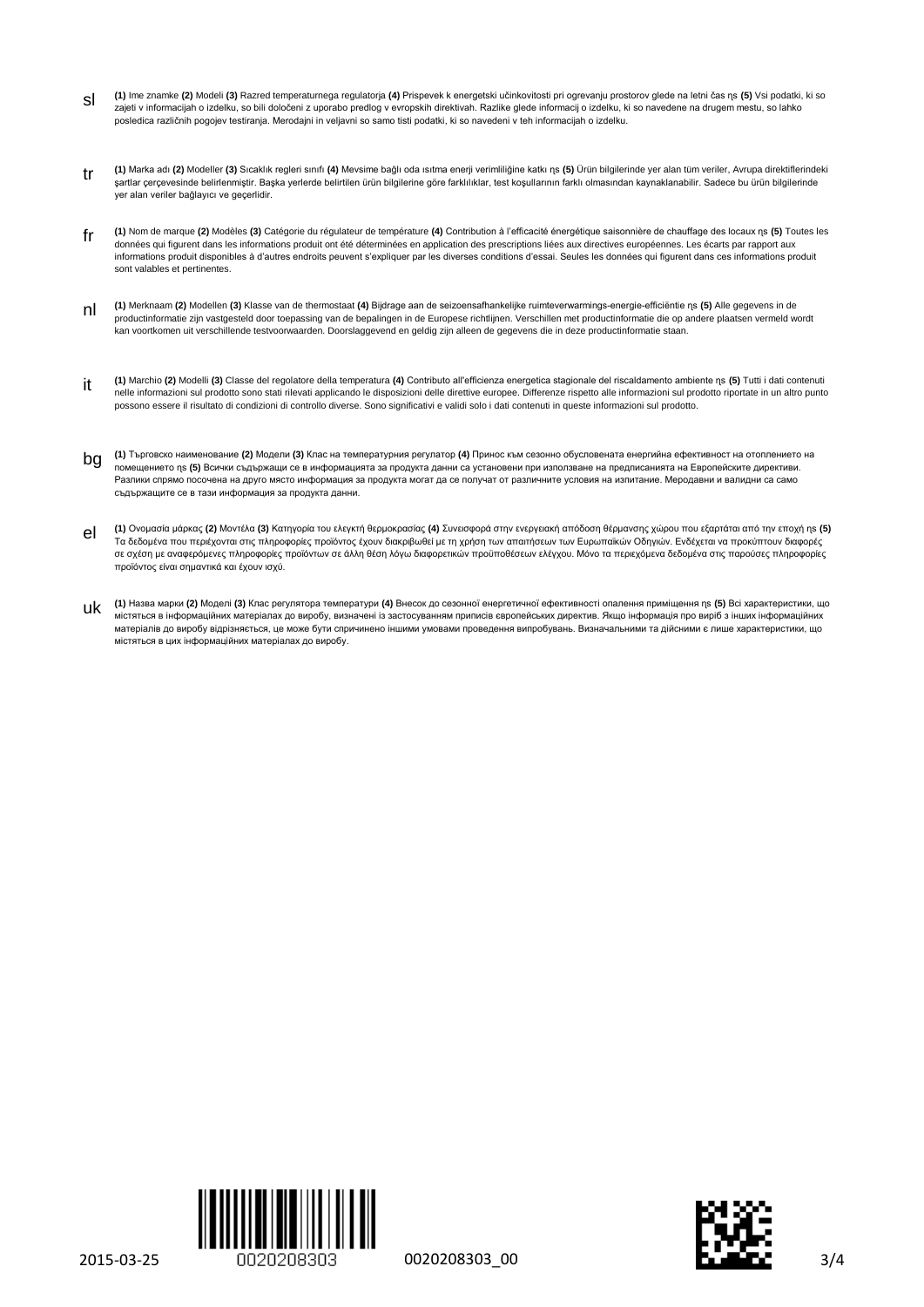**sl** **(1)** Ime znamke **(2)** Modeli **(3)** Razred temperaturnega regulatorja **(4)** Prispevek k energetski učinkovitosti pri ogrevanju prostorov glede na letni čas ηs **(5)** Vsi podatki, ki so zajeti v informacijah o izdelku, so bili določeni z uporabo predlog v evropskih direktivah. Razlike glede informacij o izdelku, ki so navedene na drugem mestu, so lahko posledica različnih pogojev testiranja. Merodajni in veljavni so samo tisti podatki, ki so navedeni v teh informacijah o izdelku.

**tr** **(1)** Marka adı **(2)** Modeller **(3)** Sıcaklık regleri sınıfı **(4)** Mevsime bağlı oda ısıtma enerji verimliliğine katkı ηs **(5)** Ürün bilgilerinde yer alan tüm veriler, Avrupa direktiflerindeki şartlar çerçevesinde belirlenmiştir. Başka yerlerde belirtilen ürün bilgilerine göre farklılıklar, test koşullarının farklı olmasından kaynaklanabilir. Sadece bu ürün bilgilerinde yer alan veriler bağlayıcı ve geçerlidir.

**fr** **(1)** Nom de marque **(2)** Modèles **(3)** Catégorie du régulateur de température **(4)** Contribution à l'efficacité énergétique saisonnière de chauffage des locaux ηs **(5)** Toutes les données qui figurent dans les informations produit ont été déterminées en application des prescriptions liées aux directives européennes. Les écarts par rapport aux informations produit disponibles à d'autres endroits peuvent s'expliquer par les diverses conditions d'essai. Seules les données qui figurent dans ces informations produit sont valables et pertinentes.

**nl** **(1)** Merknaam **(2)** Modellen **(3)** Klasse van de thermostaat **(4)** Bijdrage aan de seizoensafhankelijke ruimteverwarmings-energie-efficiëntie ηs **(5)** Alle gegevens in de productinformatie zijn vastgesteld door toepassing van de bepalingen in de Europese richtlijnen. Verschillen met productinformatie die op andere plaatsen vermeld wordt kan voortkomen uit verschillende testvoorwaarden. Doorslaggevend en geldig zijn alleen de gegevens die in deze productinformatie staan.

**it** **(1)** Marchio **(2)** Modelli **(3)** Classe del regolatore della temperatura **(4)** Contributo all'efficienza energetica stagionale del riscaldamento ambiente ηs **(5)** Tutti i dati contenuti nelle informazioni sul prodotto sono stati rilevati applicando le disposizioni delle direttive europee. Differenze rispetto alle informazioni sul prodotto riportate in un altro punto possono essere il risultato di condizioni di controllo diverse. Sono significativi e validi solo i dati contenuti in queste informazioni sul prodotto.

**bg** **(1)** Търговско наименование **(2)** Модели **(3)** Клас на температурния регулатор **(4)** Принос към сезонно обусловената енергийна ефективност на отоплението на помещението ηs **(5)** Всички съдържащи се в информацията за продукта данни са установени при използване на предписанията на Европейските директиви. Разлики спрямо посочена на друго място информация за продукта могат да се получат от различните условия на изпитание. Меродавни и валидни са само съдържащите се в тази информация за продукта данни.

**el** **(1)** Ονομασία μάρκας **(2)** Μοντέλα **(3)** Κατηγορία του ελεγκτή θερμοκρασίας **(4)** Συνεισφορά στην ενεργειακή απόδοση θέρμανσης χώρου που εξαρτάται από την εποχή ηs **(5)** Τα δεδομένα που περιέχονται στις πληροφορίες προϊόντος έχουν διακριβωθεί με τη χρήση των απαιτήσεων των Ευρωπαϊκών Οδηγιών. Ενδέχεται να προκύπτουν διαφορές σε σχέση με αναφερόμενες πληροφορίες προϊόντων σε άλλη θέση λόγω διαφορετικών προϋποθέσεων ελέγχου. Μόνο τα περιεχόμενα δεδομένα στις παρούσες πληροφορίες προϊόντος είναι σημαντικά και έχουν ισχύ.

**uk** **(1)** Назва марки **(2)** Моделі **(3)** Клас регулятора температури **(4)** Внесок до сезонної енергетичної ефективності опалення приміщення ηs **(5)** Всі характеристики, що містяться в інформаційних матеріалах до виробу, визначені із застосуванням приписів європейських директив. Якщо інформація про виріб з інших інформаційних матеріалів до виробу відрізняється, це може бути спричинено іншими умовами проведення випробувань. Визначальними та дійсними є лише характеристики, що містяться в цих інформаційних матеріалах до виробу.

2015-03-25 0020208303 0020208303_00